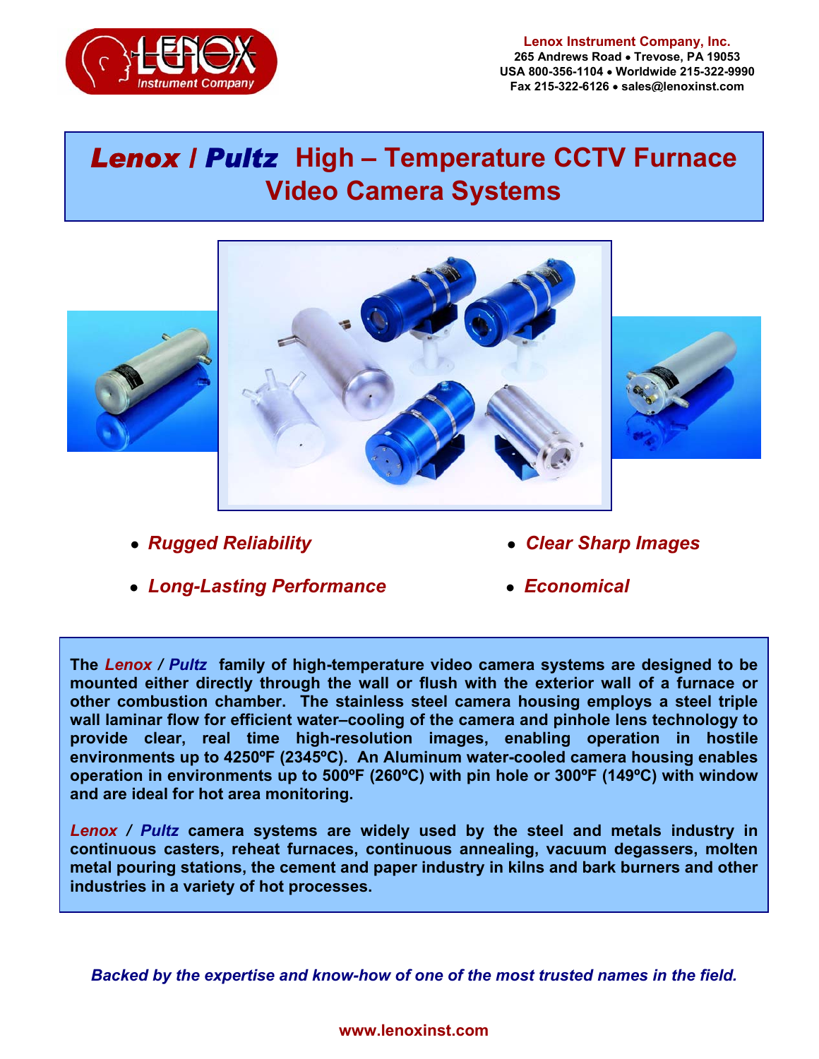Lenox Instrument Company, Inc.
265 Andrews Road • Trevose, PA 19053
USA 800-356-1104 • Worldwide 215-322-9990
Fax 215-322-6126 • sales@lenoxinst.com

# *Lenox / Pultz* High – Temperature CCTV Furnace Video Camera Systems

- ***Rugged Reliability***
- ***Clear Sharp Images***
- ***Long-Lasting Performance***
- ***Economical***

**The *Lenox / Pultz* family of high-temperature video camera systems are designed to be mounted either directly through the wall or flush with the exterior wall of a furnace or other combustion chamber. The stainless steel camera housing employs a steel triple wall laminar flow for efficient water–cooling of the camera and pinhole lens technology to provide clear, real time high-resolution images, enabling operation in hostile environments up to 4250ºF (2345ºC). An Aluminum water-cooled camera housing enables operation in environments up to 500ºF (260ºC) with pin hole or 300ºF (149ºC) with window and are ideal for hot area monitoring.**

***Lenox / Pultz* camera systems are widely used by the steel and metals industry in continuous casters, reheat furnaces, continuous annealing, vacuum degassers, molten metal pouring stations, the cement and paper industry in kilns and bark burners and other industries in a variety of hot processes.**

***Backed by the expertise and know-how of one of the most trusted names in the field.***

**www.lenoxinst.com**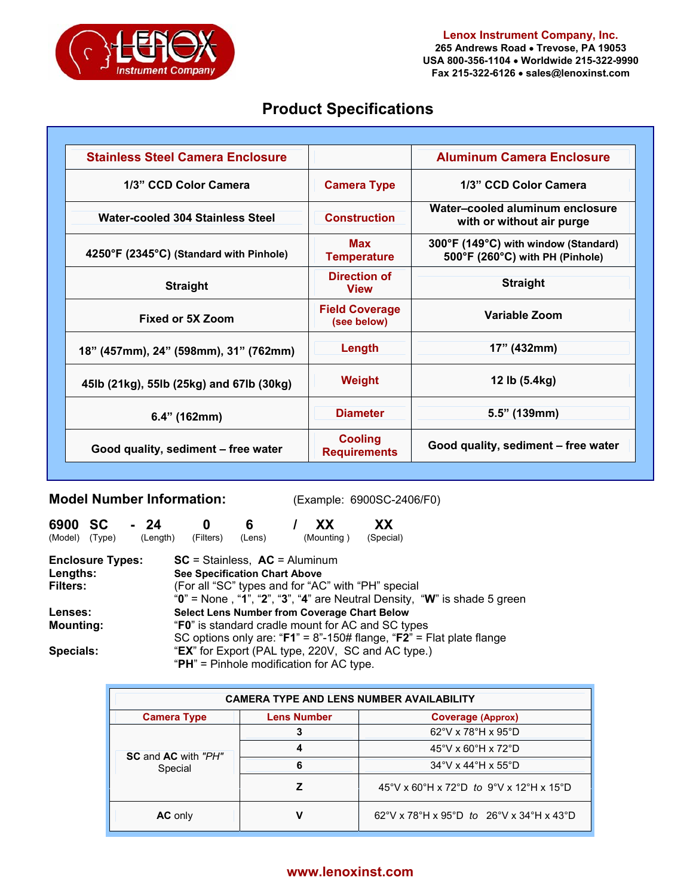**Lenox Instrument Company, Inc.**
**265 Andrews Road • Trevose, PA 19053**
**USA 800-356-1104 • Worldwide 215-322-9990**
**Fax 215-322-6126 • sales@lenoxinst.com**

# Product Specifications

| Stainless Steel Camera Enclosure | | Aluminum Camera Enclosure |
|---|---|---|
| 1/3" CCD Color Camera | Camera Type | 1/3" CCD Color Camera |
| Water-cooled 304 Stainless Steel | Construction | Water–cooled aluminum enclosure with or without air purge |
| 4250°F (2345°C) (Standard with Pinhole) | Max Temperature | 300°F (149°C) with window (Standard) 500°F (260°C) with PH (Pinhole) |
| Straight | Direction of View | Straight |
| Fixed or 5X Zoom | Field Coverage (see below) | Variable Zoom |
| 18" (457mm), 24" (598mm), 31" (762mm) | Length | 17" (432mm) |
| 45lb (21kg), 55lb (25kg) and 67lb (30kg) | Weight | 12 lb (5.4kg) |
| 6.4" (162mm) | Diameter | 5.5" (139mm) |
| Good quality, sediment – free water | Cooling Requirements | Good quality, sediment – free water |

## Model Number Information:

(Example: 6900SC-2406/F0)

**6900** (Model) **SC** (Type) **- 24** (Length) **0** (Filters) **6** (Lens) **/ XX** (Mounting) **XX** (Special)

**Enclosure Types:** **SC** = Stainless, **AC** = Aluminum

**Lengths:** **See Specification Chart Above**

**Filters:** (For all "SC" types and for "AC" with "PH" special
"**0**" = None , "**1**", "**2**", "**3**", "**4**" are Neutral Density, "**W**" is shade 5 green

**Lenses:** **Select Lens Number from Coverage Chart Below**

**Mounting:** "**F0**" is standard cradle mount for AC and SC types
SC options only are: "**F1**" = 8"-150# flange, "**F2**" = Flat plate flange

**Specials:** "**EX**" for Export (PAL type, 220V, SC and AC type.)
"**PH**" = Pinhole modification for AC type.

| CAMERA TYPE AND LENS NUMBER AVAILABILITY | | |
|---|---|---|
| Camera Type | Lens Number | Coverage (Approx) |
| **SC** and **AC** with *"PH"* Special | 3 | 62°V x 78°H x 95°D |
| | 4 | 45°V x 60°H x 72°D |
| | 6 | 34°V x 44°H x 55°D |
| | Z | 45°V x 60°H x 72°D *to* 9°V x 12°H x 15°D |
| **AC** only | V | 62°V x 78°H x 95°D *to* 26°V x 34°H x 43°D |

**www.lenoxinst.com**